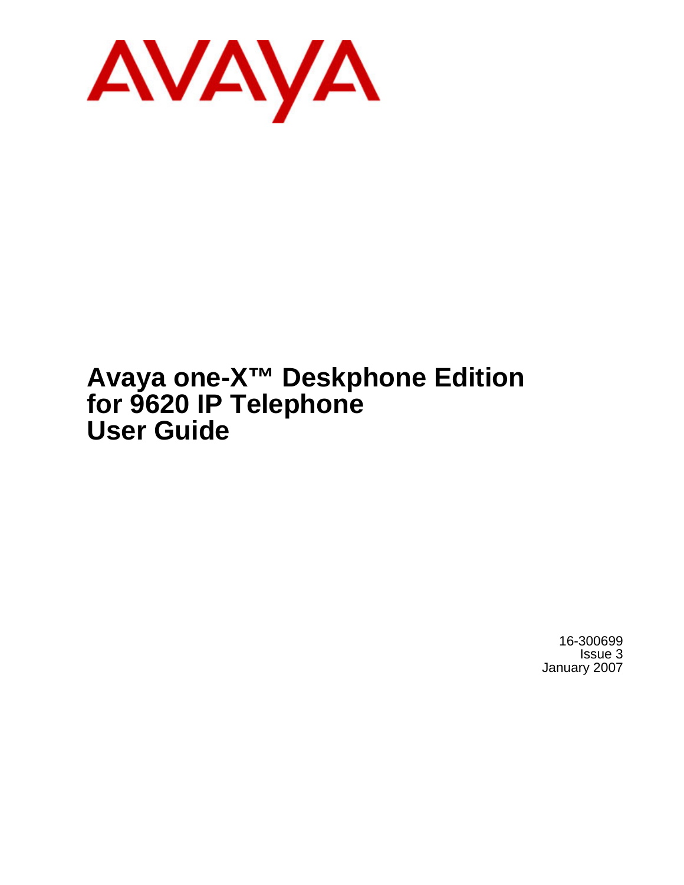AVAYA

# Avaya one-X™ Deskphone Edition for 9620 IP Telephone User Guide

16-300699
Issue 3
January 2007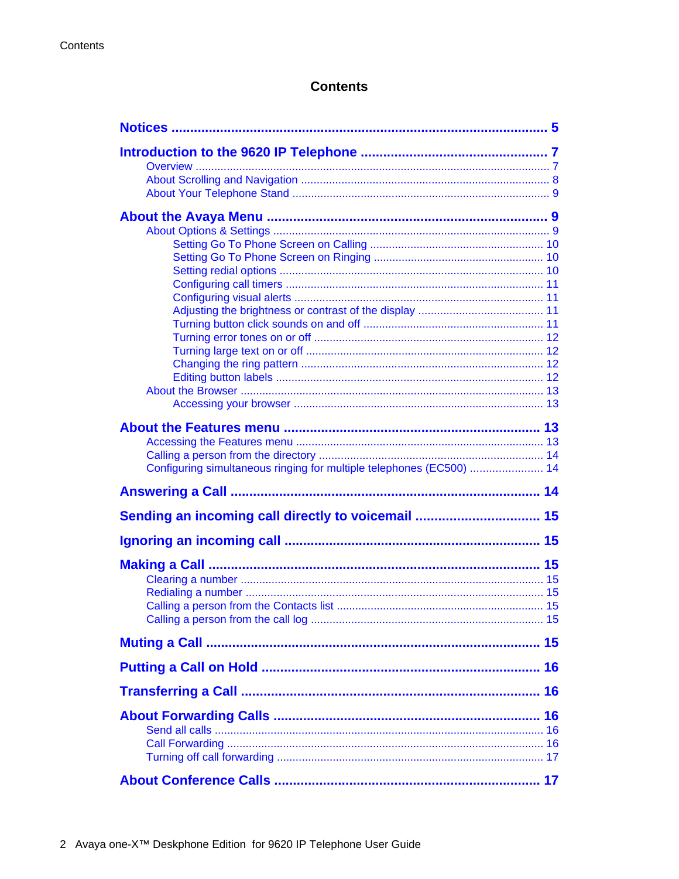# Contents

**Notices** ..... 5

**Introduction to the 9620 IP Telephone** ..... 7
- Overview ..... 7
- About Scrolling and Navigation ..... 8
- About Your Telephone Stand ..... 9

**About the Avaya Menu** ..... 9
- About Options & Settings ..... 9
  - Setting Go To Phone Screen on Calling ..... 10
  - Setting Go To Phone Screen on Ringing ..... 10
  - Setting redial options ..... 10
  - Configuring call timers ..... 11
  - Configuring visual alerts ..... 11
  - Adjusting the brightness or contrast of the display ..... 11
  - Turning button click sounds on and off ..... 11
  - Turning error tones on or off ..... 12
  - Turning large text on or off ..... 12
  - Changing the ring pattern ..... 12
  - Editing button labels ..... 12
- About the Browser ..... 13
  - Accessing your browser ..... 13

**About the Features menu** ..... 13
- Accessing the Features menu ..... 13
- Calling a person from the directory ..... 14
- Configuring simultaneous ringing for multiple telephones (EC500) ..... 14

**Answering a Call** ..... 14

**Sending an incoming call directly to voicemail** ..... 15

**Ignoring an incoming call** ..... 15

**Making a Call** ..... 15
- Clearing a number ..... 15
- Redialing a number ..... 15
- Calling a person from the Contacts list ..... 15
- Calling a person from the call log ..... 15

**Muting a Call** ..... 15

**Putting a Call on Hold** ..... 16

**Transferring a Call** ..... 16

**About Forwarding Calls** ..... 16
- Send all calls ..... 16
- Call Forwarding ..... 16
- Turning off call forwarding ..... 17

**About Conference Calls** ..... 17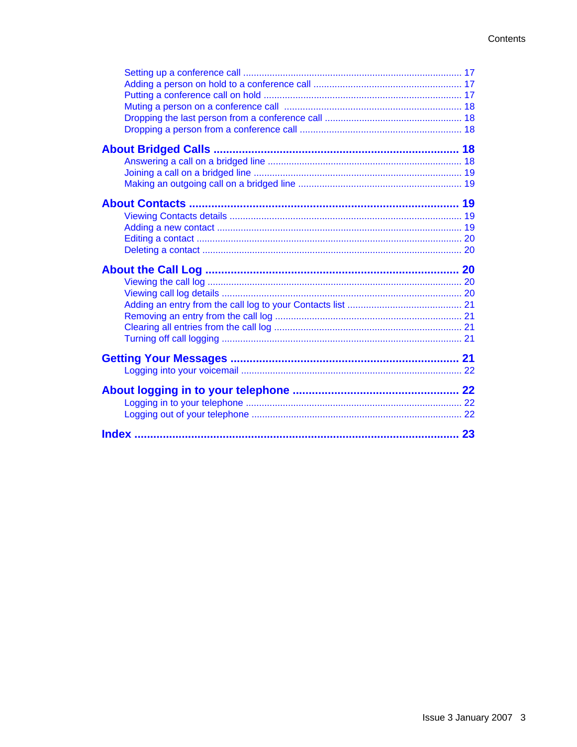Setting up a conference call .................................................................................. 17
Adding a person on hold to a conference call ........................................................ 17
Putting a conference call on hold ........................................................................... 17
Muting a person on a conference call .................................................................... 18
Dropping the last person from a conference call .................................................... 18
Dropping a person from a conference call ............................................................. 18

**About Bridged Calls ............................................................................. 18**

Answering a call on a bridged line .......................................................................... 18
Joining a call on a bridged line ............................................................................... 19
Making an outgoing call on a bridged line .............................................................. 19

**About Contacts ..................................................................................... 19**

Viewing Contacts details ........................................................................................ 19
Adding a new contact ............................................................................................. 19
Editing a contact ..................................................................................................... 20
Deleting a contact ................................................................................................... 20

**About the Call Log ................................................................................ 20**

Viewing the call log ................................................................................................. 20
Viewing call log details ........................................................................................... 20
Adding an entry from the call log to your Contacts list ........................................... 21
Removing an entry from the call log ....................................................................... 21
Clearing all entries from the call log ....................................................................... 21
Turning off call logging ........................................................................................... 21

**Getting Your Messages ....................................................................... 21**

Logging into your voicemail ................................................................................... 22

**About logging in to your telephone .................................................... 22**

Logging in to your telephone .................................................................................. 22
Logging out of your telephone ................................................................................ 22

**Index ...................................................................................................... 23**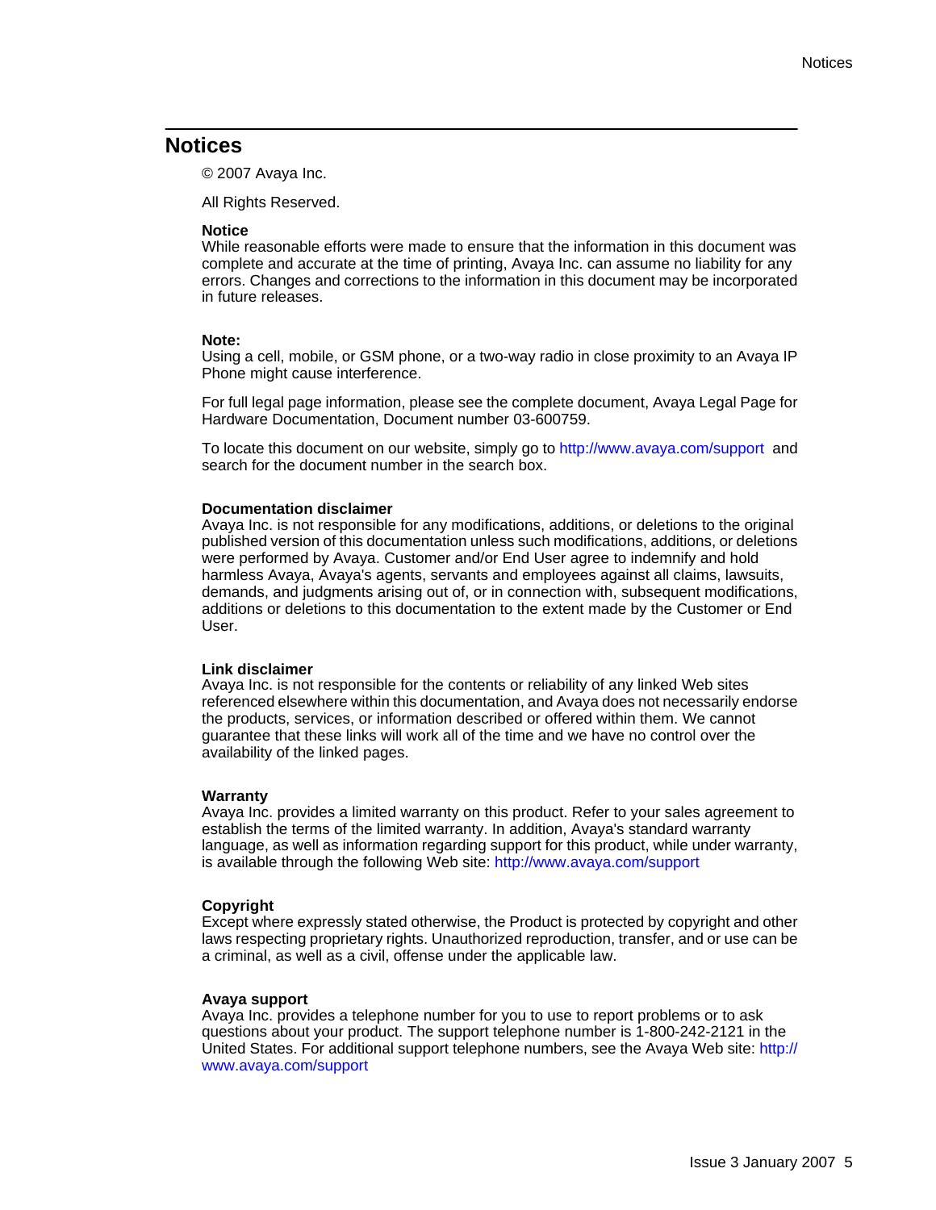# Notices

© 2007 Avaya Inc.

All Rights Reserved.

**Notice**
While reasonable efforts were made to ensure that the information in this document was complete and accurate at the time of printing, Avaya Inc. can assume no liability for any errors. Changes and corrections to the information in this document may be incorporated in future releases.

**Note:**
Using a cell, mobile, or GSM phone, or a two-way radio in close proximity to an Avaya IP Phone might cause interference.

For full legal page information, please see the complete document, Avaya Legal Page for Hardware Documentation, Document number 03-600759.

To locate this document on our website, simply go to http://www.avaya.com/support and search for the document number in the search box.

**Documentation disclaimer**
Avaya Inc. is not responsible for any modifications, additions, or deletions to the original published version of this documentation unless such modifications, additions, or deletions were performed by Avaya. Customer and/or End User agree to indemnify and hold harmless Avaya, Avaya's agents, servants and employees against all claims, lawsuits, demands, and judgments arising out of, or in connection with, subsequent modifications, additions or deletions to this documentation to the extent made by the Customer or End User.

**Link disclaimer**
Avaya Inc. is not responsible for the contents or reliability of any linked Web sites referenced elsewhere within this documentation, and Avaya does not necessarily endorse the products, services, or information described or offered within them. We cannot guarantee that these links will work all of the time and we have no control over the availability of the linked pages.

**Warranty**
Avaya Inc. provides a limited warranty on this product. Refer to your sales agreement to establish the terms of the limited warranty. In addition, Avaya's standard warranty language, as well as information regarding support for this product, while under warranty, is available through the following Web site: http://www.avaya.com/support

**Copyright**
Except where expressly stated otherwise, the Product is protected by copyright and other laws respecting proprietary rights. Unauthorized reproduction, transfer, and or use can be a criminal, as well as a civil, offense under the applicable law.

**Avaya support**
Avaya Inc. provides a telephone number for you to use to report problems or to ask questions about your product. The support telephone number is 1-800-242-2121 in the United States. For additional support telephone numbers, see the Avaya Web site: http://www.avaya.com/support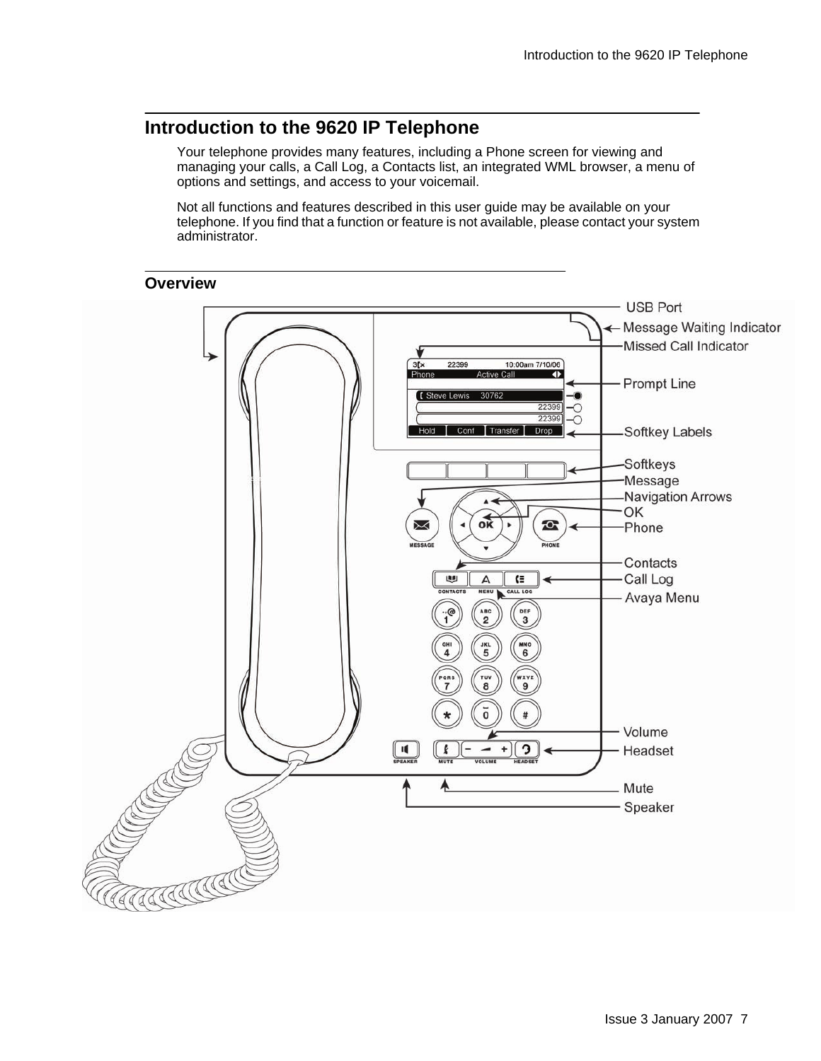## Introduction to the 9620 IP Telephone

Your telephone provides many features, including a Phone screen for viewing and managing your calls, a Call Log, a Contacts list, an integrated WML browser, a menu of options and settings, and access to your voicemail.

Not all functions and features described in this user guide may be available on your telephone. If you find that a function or feature is not available, please contact your system administrator.

### Overview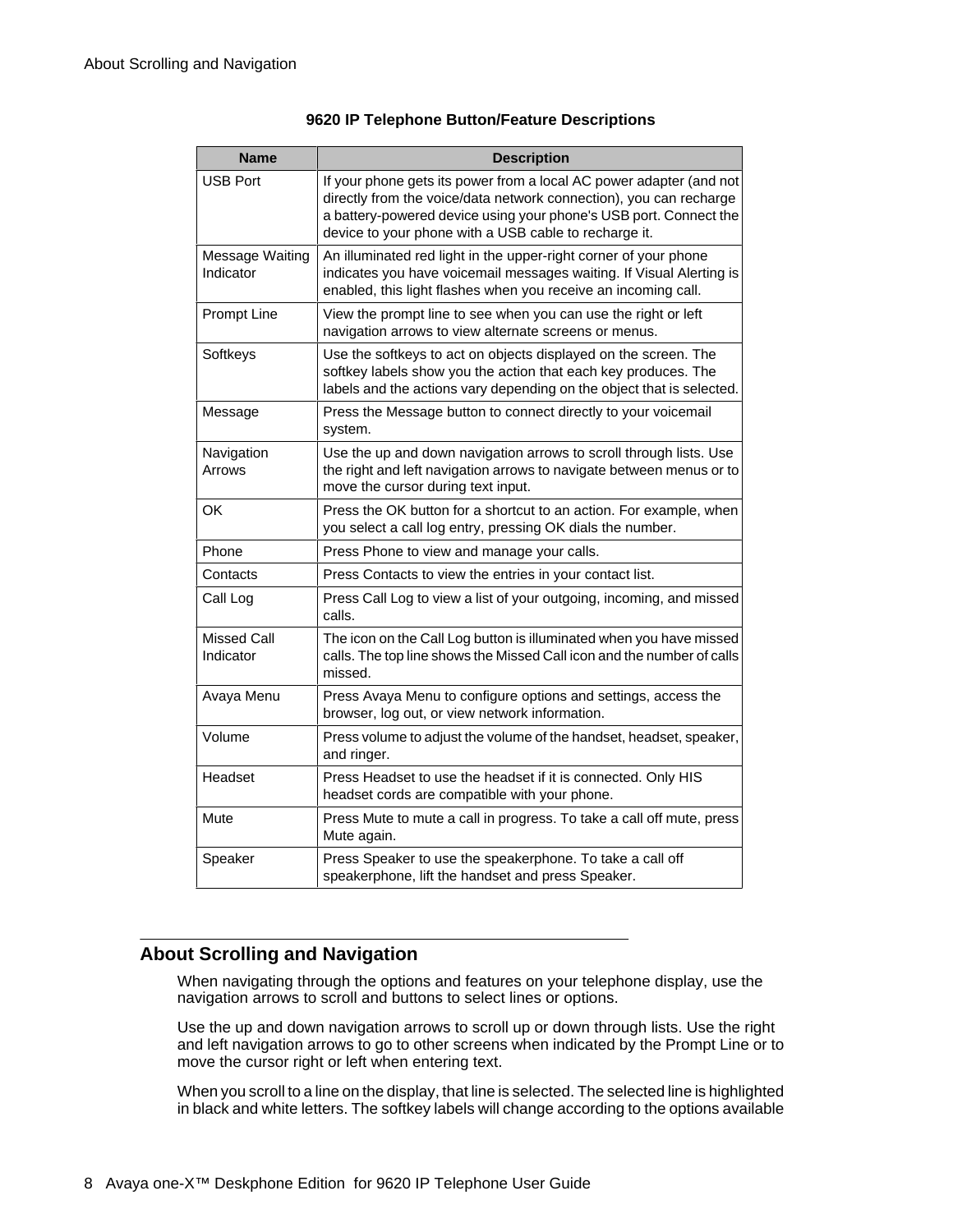**9620 IP Telephone Button/Feature Descriptions**

| Name | Description |
|---|---|
| USB Port | If your phone gets its power from a local AC power adapter (and not directly from the voice/data network connection), you can recharge a battery-powered device using your phone's USB port. Connect the device to your phone with a USB cable to recharge it. |
| Message Waiting Indicator | An illuminated red light in the upper-right corner of your phone indicates you have voicemail messages waiting. If Visual Alerting is enabled, this light flashes when you receive an incoming call. |
| Prompt Line | View the prompt line to see when you can use the right or left navigation arrows to view alternate screens or menus. |
| Softkeys | Use the softkeys to act on objects displayed on the screen. The softkey labels show you the action that each key produces. The labels and the actions vary depending on the object that is selected. |
| Message | Press the Message button to connect directly to your voicemail system. |
| Navigation Arrows | Use the up and down navigation arrows to scroll through lists. Use the right and left navigation arrows to navigate between menus or to move the cursor during text input. |
| OK | Press the OK button for a shortcut to an action. For example, when you select a call log entry, pressing OK dials the number. |
| Phone | Press Phone to view and manage your calls. |
| Contacts | Press Contacts to view the entries in your contact list. |
| Call Log | Press Call Log to view a list of your outgoing, incoming, and missed calls. |
| Missed Call Indicator | The icon on the Call Log button is illuminated when you have missed calls. The top line shows the Missed Call icon and the number of calls missed. |
| Avaya Menu | Press Avaya Menu to configure options and settings, access the browser, log out, or view network information. |
| Volume | Press volume to adjust the volume of the handset, headset, speaker, and ringer. |
| Headset | Press Headset to use the headset if it is connected. Only HIS headset cords are compatible with your phone. |
| Mute | Press Mute to mute a call in progress. To take a call off mute, press Mute again. |
| Speaker | Press Speaker to use the speakerphone. To take a call off speakerphone, lift the handset and press Speaker. |

## About Scrolling and Navigation

When navigating through the options and features on your telephone display, use the navigation arrows to scroll and buttons to select lines or options.

Use the up and down navigation arrows to scroll up or down through lists. Use the right and left navigation arrows to go to other screens when indicated by the Prompt Line or to move the cursor right or left when entering text.

When you scroll to a line on the display, that line is selected. The selected line is highlighted in black and white letters. The softkey labels will change according to the options available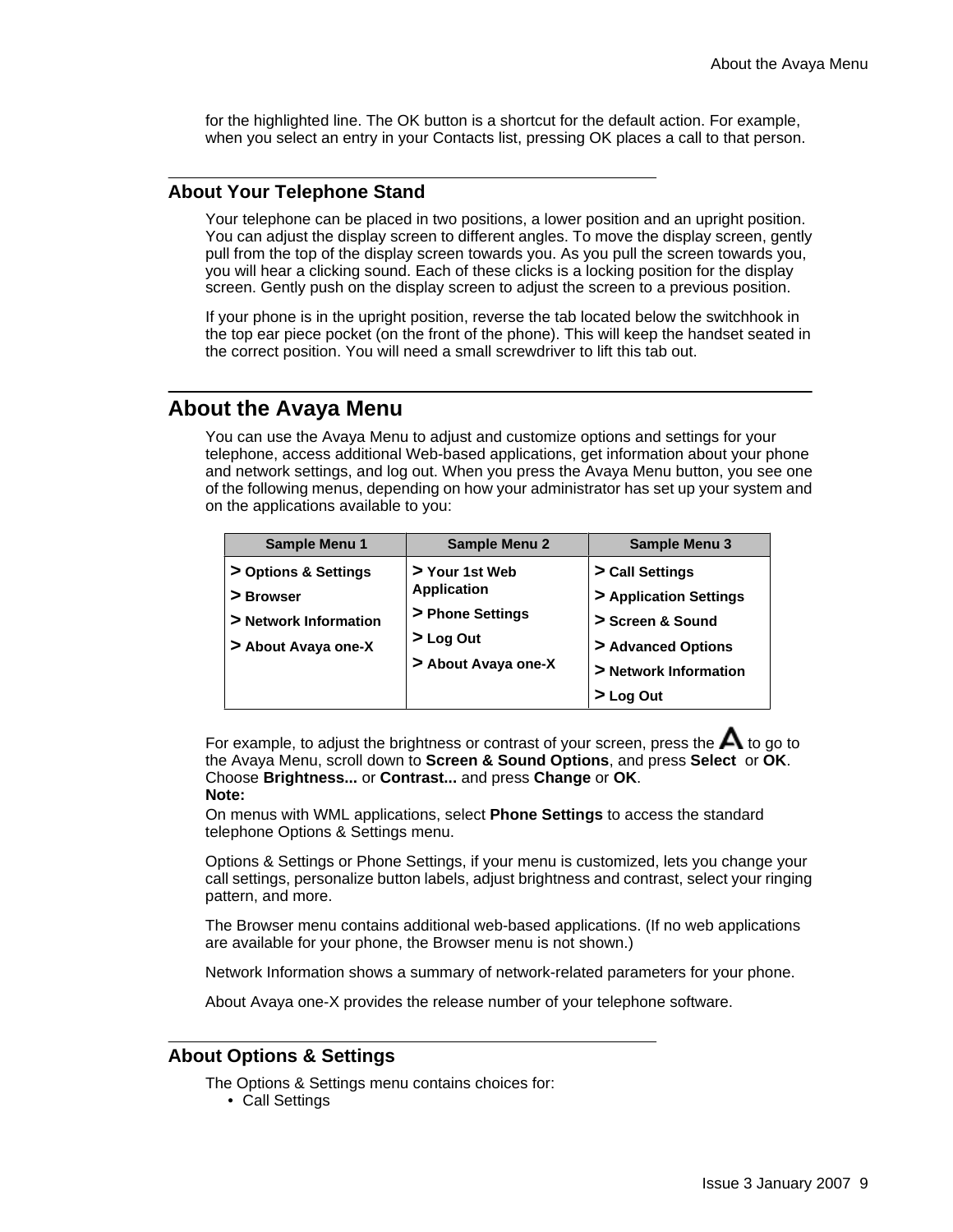for the highlighted line. The OK button is a shortcut for the default action. For example, when you select an entry in your Contacts list, pressing OK places a call to that person.

## About Your Telephone Stand

Your telephone can be placed in two positions, a lower position and an upright position. You can adjust the display screen to different angles. To move the display screen, gently pull from the top of the display screen towards you. As you pull the screen towards you, you will hear a clicking sound. Each of these clicks is a locking position for the display screen. Gently push on the display screen to adjust the screen to a previous position.

If your phone is in the upright position, reverse the tab located below the switchhook in the top ear piece pocket (on the front of the phone). This will keep the handset seated in the correct position. You will need a small screwdriver to lift this tab out.

# About the Avaya Menu

You can use the Avaya Menu to adjust and customize options and settings for your telephone, access additional Web-based applications, get information about your phone and network settings, and log out. When you press the Avaya Menu button, you see one of the following menus, depending on how your administrator has set up your system and on the applications available to you:

| Sample Menu 1 | Sample Menu 2 | Sample Menu 3 |
|---|---|---|
| **> Options & Settings**<br>**> Browser**<br>**> Network Information**<br>**> About Avaya one-X** | **> Your 1st Web Application**<br>**> Phone Settings**<br>**> Log Out**<br>**> About Avaya one-X** | **> Call Settings**<br>**> Application Settings**<br>**> Screen & Sound**<br>**> Advanced Options**<br>**> Network Information**<br>**> Log Out** |

For example, to adjust the brightness or contrast of your screen, press the A to go to the Avaya Menu, scroll down to **Screen & Sound Options**, and press **Select** or **OK**. Choose **Brightness...** or **Contrast...** and press **Change** or **OK**.

**Note:**

On menus with WML applications, select **Phone Settings** to access the standard telephone Options & Settings menu.

Options & Settings or Phone Settings, if your menu is customized, lets you change your call settings, personalize button labels, adjust brightness and contrast, select your ringing pattern, and more.

The Browser menu contains additional web-based applications. (If no web applications are available for your phone, the Browser menu is not shown.)

Network Information shows a summary of network-related parameters for your phone.

About Avaya one-X provides the release number of your telephone software.

## About Options & Settings

The Options & Settings menu contains choices for:

- Call Settings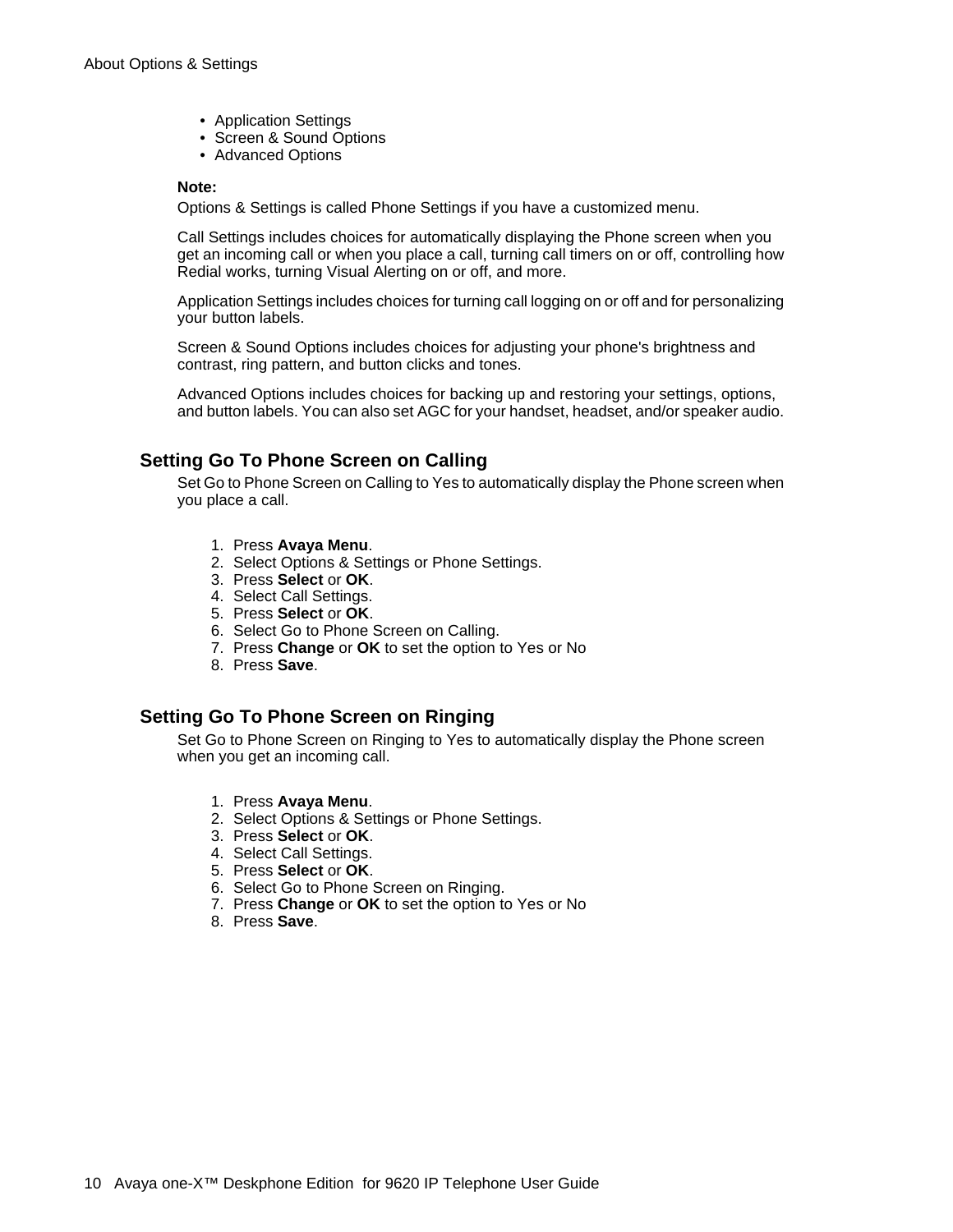- Application Settings
- Screen & Sound Options
- Advanced Options

**Note:**

Options & Settings is called Phone Settings if you have a customized menu.

Call Settings includes choices for automatically displaying the Phone screen when you get an incoming call or when you place a call, turning call timers on or off, controlling how Redial works, turning Visual Alerting on or off, and more.

Application Settings includes choices for turning call logging on or off and for personalizing your button labels.

Screen & Sound Options includes choices for adjusting your phone's brightness and contrast, ring pattern, and button clicks and tones.

Advanced Options includes choices for backing up and restoring your settings, options, and button labels. You can also set AGC for your handset, headset, and/or speaker audio.

## Setting Go To Phone Screen on Calling

Set Go to Phone Screen on Calling to Yes to automatically display the Phone screen when you place a call.

1. Press **Avaya Menu**.
2. Select Options & Settings or Phone Settings.
3. Press **Select** or **OK**.
4. Select Call Settings.
5. Press **Select** or **OK**.
6. Select Go to Phone Screen on Calling.
7. Press **Change** or **OK** to set the option to Yes or No
8. Press **Save**.

## Setting Go To Phone Screen on Ringing

Set Go to Phone Screen on Ringing to Yes to automatically display the Phone screen when you get an incoming call.

1. Press **Avaya Menu**.
2. Select Options & Settings or Phone Settings.
3. Press **Select** or **OK**.
4. Select Call Settings.
5. Press **Select** or **OK**.
6. Select Go to Phone Screen on Ringing.
7. Press **Change** or **OK** to set the option to Yes or No
8. Press **Save**.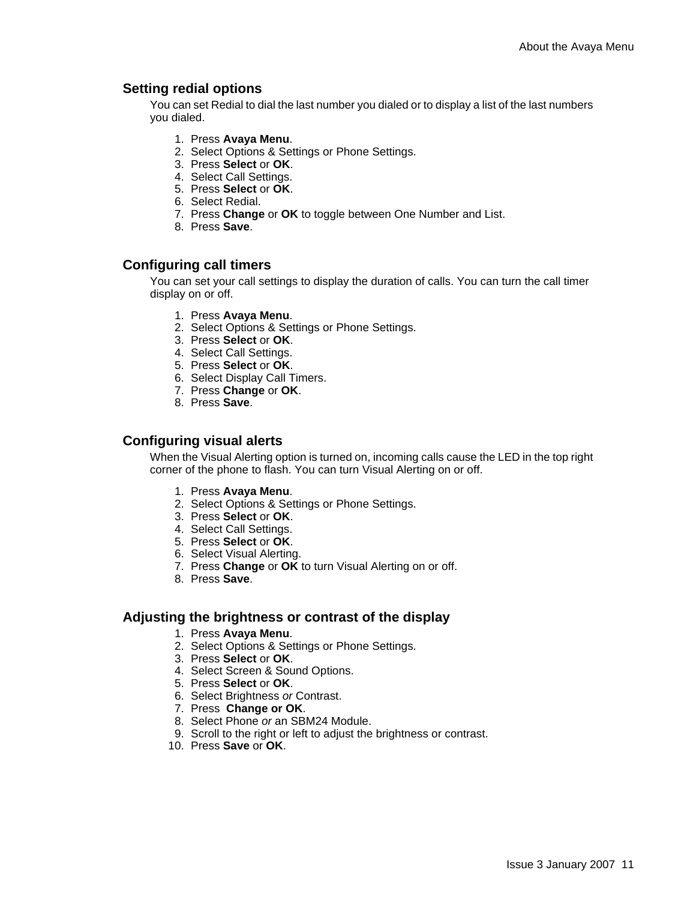## Setting redial options

You can set Redial to dial the last number you dialed or to display a list of the last numbers you dialed.

1. Press **Avaya Menu**.
2. Select Options & Settings or Phone Settings.
3. Press **Select** or **OK**.
4. Select Call Settings.
5. Press **Select** or **OK**.
6. Select Redial.
7. Press **Change** or **OK** to toggle between One Number and List.
8. Press **Save**.

## Configuring call timers

You can set your call settings to display the duration of calls. You can turn the call timer display on or off.

1. Press **Avaya Menu**.
2. Select Options & Settings or Phone Settings.
3. Press **Select** or **OK**.
4. Select Call Settings.
5. Press **Select** or **OK**.
6. Select Display Call Timers.
7. Press **Change** or **OK**.
8. Press **Save**.

## Configuring visual alerts

When the Visual Alerting option is turned on, incoming calls cause the LED in the top right corner of the phone to flash. You can turn Visual Alerting on or off.

1. Press **Avaya Menu**.
2. Select Options & Settings or Phone Settings.
3. Press **Select** or **OK**.
4. Select Call Settings.
5. Press **Select** or **OK**.
6. Select Visual Alerting.
7. Press **Change** or **OK** to turn Visual Alerting on or off.
8. Press **Save**.

## Adjusting the brightness or contrast of the display

1. Press **Avaya Menu**.
2. Select Options & Settings or Phone Settings.
3. Press **Select** or **OK**.
4. Select Screen & Sound Options.
5. Press **Select** or **OK**.
6. Select Brightness *or* Contrast.
7. Press **Change or OK**.
8. Select Phone *or* an SBM24 Module.
9. Scroll to the right or left to adjust the brightness or contrast.
10. Press **Save** or **OK**.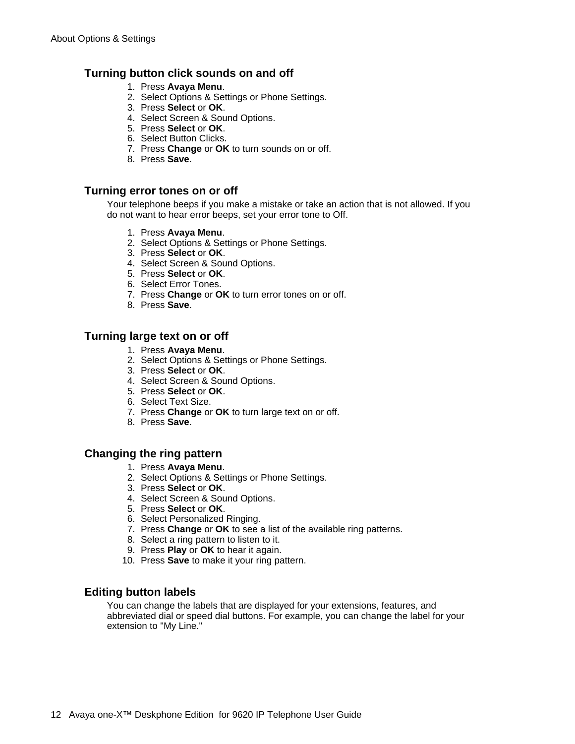### Turning button click sounds on and off

1. Press **Avaya Menu**.
2. Select Options & Settings or Phone Settings.
3. Press **Select** or **OK**.
4. Select Screen & Sound Options.
5. Press **Select** or **OK**.
6. Select Button Clicks.
7. Press **Change** or **OK** to turn sounds on or off.
8. Press **Save**.

### Turning error tones on or off

Your telephone beeps if you make a mistake or take an action that is not allowed. If you do not want to hear error beeps, set your error tone to Off.

1. Press **Avaya Menu**.
2. Select Options & Settings or Phone Settings.
3. Press **Select** or **OK**.
4. Select Screen & Sound Options.
5. Press **Select** or **OK**.
6. Select Error Tones.
7. Press **Change** or **OK** to turn error tones on or off.
8. Press **Save**.

### Turning large text on or off

1. Press **Avaya Menu**.
2. Select Options & Settings or Phone Settings.
3. Press **Select** or **OK**.
4. Select Screen & Sound Options.
5. Press **Select** or **OK**.
6. Select Text Size.
7. Press **Change** or **OK** to turn large text on or off.
8. Press **Save**.

### Changing the ring pattern

1. Press **Avaya Menu**.
2. Select Options & Settings or Phone Settings.
3. Press **Select** or **OK**.
4. Select Screen & Sound Options.
5. Press **Select** or **OK**.
6. Select Personalized Ringing.
7. Press **Change** or **OK** to see a list of the available ring patterns.
8. Select a ring pattern to listen to it.
9. Press **Play** or **OK** to hear it again.
10. Press **Save** to make it your ring pattern.

### Editing button labels

You can change the labels that are displayed for your extensions, features, and abbreviated dial or speed dial buttons. For example, you can change the label for your extension to "My Line."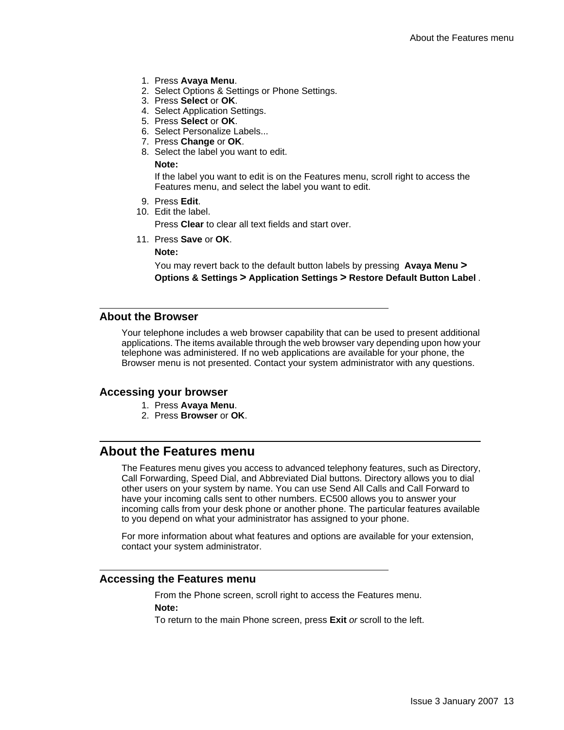1. Press **Avaya Menu**.
2. Select Options & Settings or Phone Settings.
3. Press **Select** or **OK**.
4. Select Application Settings.
5. Press **Select** or **OK**.
6. Select Personalize Labels...
7. Press **Change** or **OK**.
8. Select the label you want to edit.

   **Note:**

   If the label you want to edit is on the Features menu, scroll right to access the Features menu, and select the label you want to edit.
9. Press **Edit**.
10. Edit the label.

    Press **Clear** to clear all text fields and start over.
11. Press **Save** or **OK**.

    **Note:**

    You may revert back to the default button labels by pressing **Avaya Menu > Options & Settings > Application Settings > Restore Default Button Label** .

## About the Browser

Your telephone includes a web browser capability that can be used to present additional applications. The items available through the web browser vary depending upon how your telephone was administered. If no web applications are available for your phone, the Browser menu is not presented. Contact your system administrator with any questions.

### Accessing your browser

1. Press **Avaya Menu**.
2. Press **Browser** or **OK**.

# About the Features menu

The Features menu gives you access to advanced telephony features, such as Directory, Call Forwarding, Speed Dial, and Abbreviated Dial buttons. Directory allows you to dial other users on your system by name. You can use Send All Calls and Call Forward to have your incoming calls sent to other numbers. EC500 allows you to answer your incoming calls from your desk phone or another phone. The particular features available to you depend on what your administrator has assigned to your phone.

For more information about what features and options are available for your extension, contact your system administrator.

## Accessing the Features menu

From the Phone screen, scroll right to access the Features menu.

**Note:**

To return to the main Phone screen, press **Exit** *or* scroll to the left.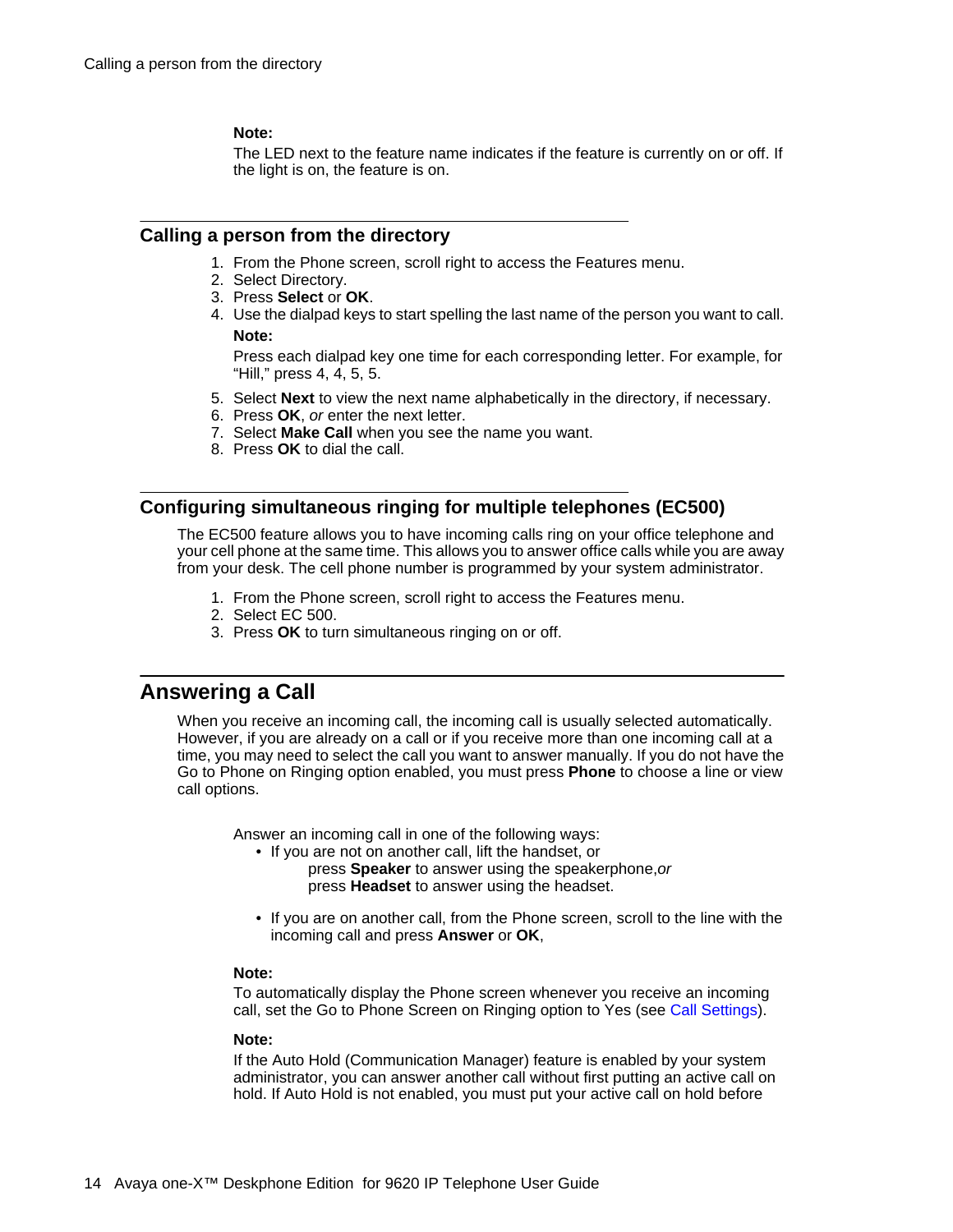**Note:**

The LED next to the feature name indicates if the feature is currently on or off. If the light is on, the feature is on.

### Calling a person from the directory

1. From the Phone screen, scroll right to access the Features menu.
2. Select Directory.
3. Press **Select** or **OK**.
4. Use the dialpad keys to start spelling the last name of the person you want to call.

   **Note:**

   Press each dialpad key one time for each corresponding letter. For example, for "Hill," press 4, 4, 5, 5.
5. Select **Next** to view the next name alphabetically in the directory, if necessary.
6. Press **OK**, *or* enter the next letter.
7. Select **Make Call** when you see the name you want.
8. Press **OK** to dial the call.

### Configuring simultaneous ringing for multiple telephones (EC500)

The EC500 feature allows you to have incoming calls ring on your office telephone and your cell phone at the same time. This allows you to answer office calls while you are away from your desk. The cell phone number is programmed by your system administrator.

1. From the Phone screen, scroll right to access the Features menu.
2. Select EC 500.
3. Press **OK** to turn simultaneous ringing on or off.

## Answering a Call

When you receive an incoming call, the incoming call is usually selected automatically. However, if you are already on a call or if you receive more than one incoming call at a time, you may need to select the call you want to answer manually. If you do not have the Go to Phone on Ringing option enabled, you must press **Phone** to choose a line or view call options.

Answer an incoming call in one of the following ways:

- If you are not on another call, lift the handset, or
  press **Speaker** to answer using the speakerphone,*or*
  press **Headset** to answer using the headset.
- If you are on another call, from the Phone screen, scroll to the line with the incoming call and press **Answer** or **OK**,

**Note:**

To automatically display the Phone screen whenever you receive an incoming call, set the Go to Phone Screen on Ringing option to Yes (see Call Settings).

**Note:**

If the Auto Hold (Communication Manager) feature is enabled by your system administrator, you can answer another call without first putting an active call on hold. If Auto Hold is not enabled, you must put your active call on hold before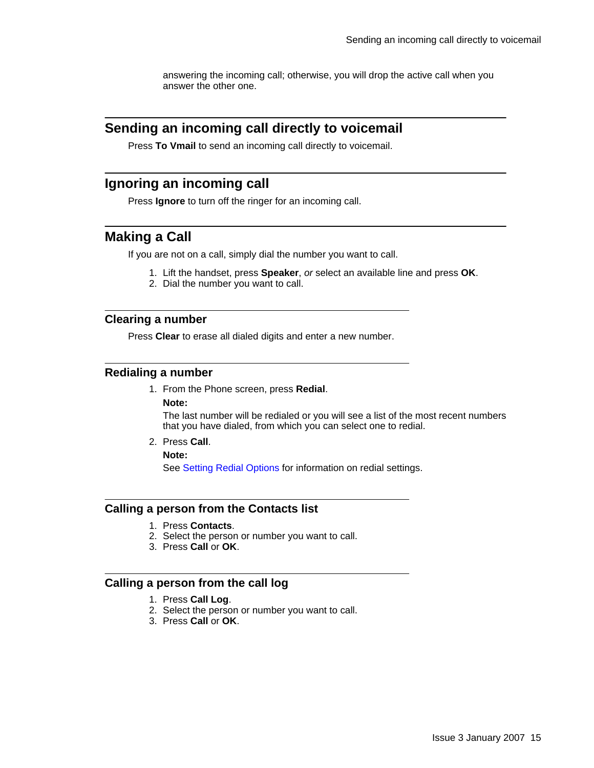answering the incoming call; otherwise, you will drop the active call when you answer the other one.

## Sending an incoming call directly to voicemail

Press **To Vmail** to send an incoming call directly to voicemail.

## Ignoring an incoming call

Press **Ignore** to turn off the ringer for an incoming call.

## Making a Call

If you are not on a call, simply dial the number you want to call.

1. Lift the handset, press **Speaker**, *or* select an available line and press **OK**.
2. Dial the number you want to call.

### Clearing a number

Press **Clear** to erase all dialed digits and enter a new number.

### Redialing a number

1. From the Phone screen, press **Redial**.

   **Note:**

   The last number will be redialed or you will see a list of the most recent numbers that you have dialed, from which you can select one to redial.

2. Press **Call**.

   **Note:**

   See Setting Redial Options for information on redial settings.

### Calling a person from the Contacts list

1. Press **Contacts**.
2. Select the person or number you want to call.
3. Press **Call** or **OK**.

### Calling a person from the call log

1. Press **Call Log**.
2. Select the person or number you want to call.
3. Press **Call** or **OK**.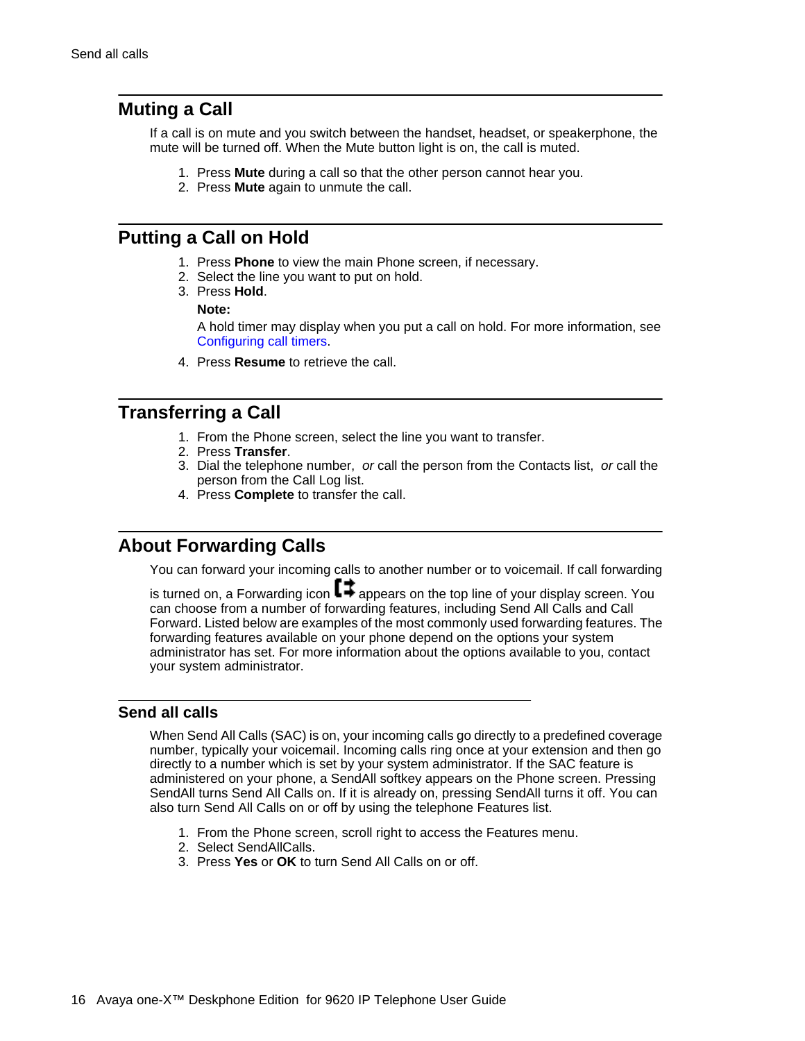## Muting a Call

If a call is on mute and you switch between the handset, headset, or speakerphone, the mute will be turned off. When the Mute button light is on, the call is muted.

1. Press **Mute** during a call so that the other person cannot hear you.
2. Press **Mute** again to unmute the call.

## Putting a Call on Hold

1. Press **Phone** to view the main Phone screen, if necessary.
2. Select the line you want to put on hold.
3. Press **Hold**.

   **Note:**

   A hold timer may display when you put a call on hold. For more information, see Configuring call timers.
4. Press **Resume** to retrieve the call.

## Transferring a Call

1. From the Phone screen, select the line you want to transfer.
2. Press **Transfer**.
3. Dial the telephone number, *or* call the person from the Contacts list, *or* call the person from the Call Log list.
4. Press **Complete** to transfer the call.

## About Forwarding Calls

You can forward your incoming calls to another number or to voicemail. If call forwarding is turned on, a Forwarding icon appears on the top line of your display screen. You can choose from a number of forwarding features, including Send All Calls and Call Forward. Listed below are examples of the most commonly used forwarding features. The forwarding features available on your phone depend on the options your system administrator has set. For more information about the options available to you, contact your system administrator.

### Send all calls

When Send All Calls (SAC) is on, your incoming calls go directly to a predefined coverage number, typically your voicemail. Incoming calls ring once at your extension and then go directly to a number which is set by your system administrator. If the SAC feature is administered on your phone, a SendAll softkey appears on the Phone screen. Pressing SendAll turns Send All Calls on. If it is already on, pressing SendAll turns it off. You can also turn Send All Calls on or off by using the telephone Features list.

1. From the Phone screen, scroll right to access the Features menu.
2. Select SendAllCalls.
3. Press **Yes** or **OK** to turn Send All Calls on or off.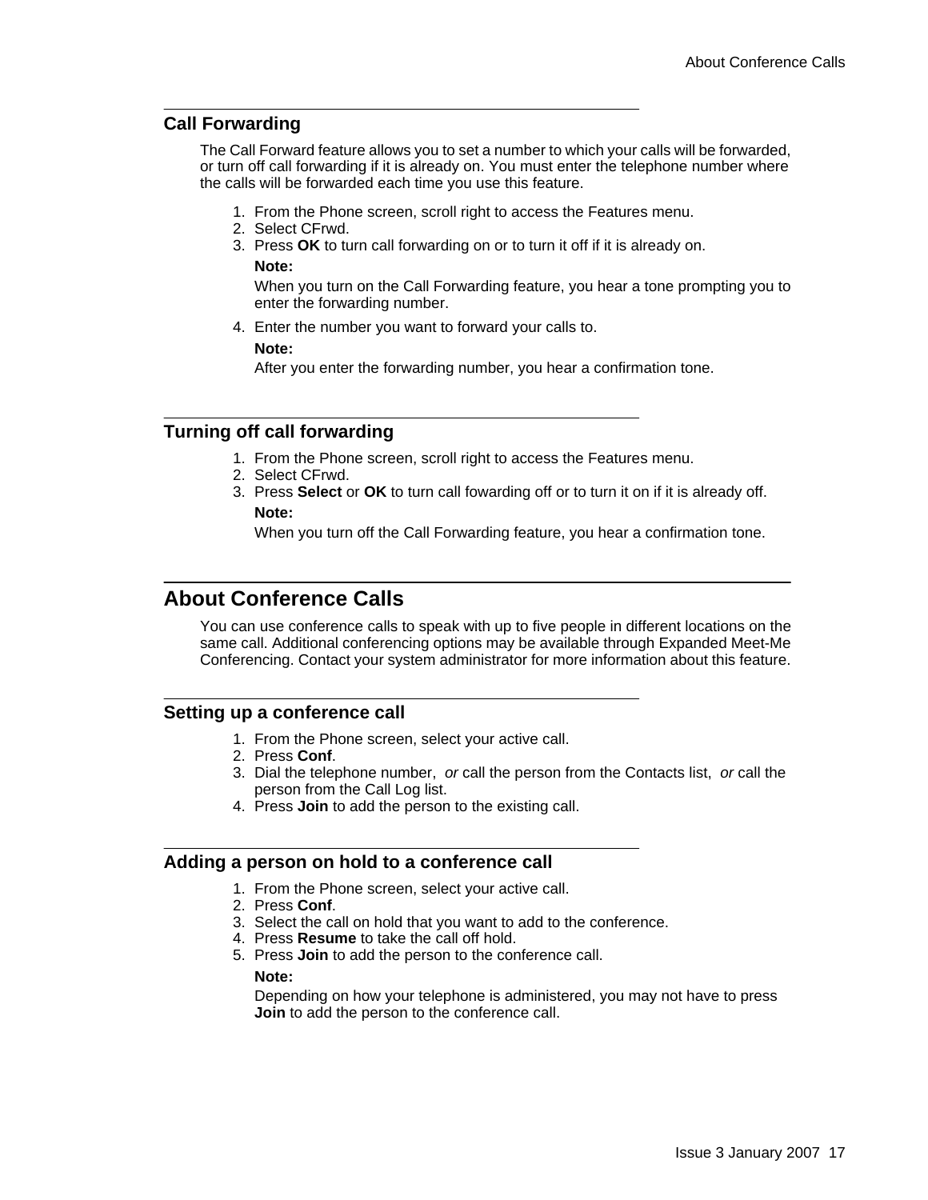## Call Forwarding

The Call Forward feature allows you to set a number to which your calls will be forwarded, or turn off call forwarding if it is already on. You must enter the telephone number where the calls will be forwarded each time you use this feature.

1. From the Phone screen, scroll right to access the Features menu.
2. Select CFrwd.
3. Press **OK** to turn call forwarding on or to turn it off if it is already on.

   **Note:**

   When you turn on the Call Forwarding feature, you hear a tone prompting you to enter the forwarding number.
4. Enter the number you want to forward your calls to.

   **Note:**

   After you enter the forwarding number, you hear a confirmation tone.

## Turning off call forwarding

1. From the Phone screen, scroll right to access the Features menu.
2. Select CFrwd.
3. Press **Select** or **OK** to turn call fowarding off or to turn it on if it is already off.

   **Note:**

   When you turn off the Call Forwarding feature, you hear a confirmation tone.

# About Conference Calls

You can use conference calls to speak with up to five people in different locations on the same call. Additional conferencing options may be available through Expanded Meet-Me Conferencing. Contact your system administrator for more information about this feature.

## Setting up a conference call

1. From the Phone screen, select your active call.
2. Press **Conf**.
3. Dial the telephone number, *or* call the person from the Contacts list, *or* call the person from the Call Log list.
4. Press **Join** to add the person to the existing call.

## Adding a person on hold to a conference call

1. From the Phone screen, select your active call.
2. Press **Conf**.
3. Select the call on hold that you want to add to the conference.
4. Press **Resume** to take the call off hold.
5. Press **Join** to add the person to the conference call.

   **Note:**

   Depending on how your telephone is administered, you may not have to press **Join** to add the person to the conference call.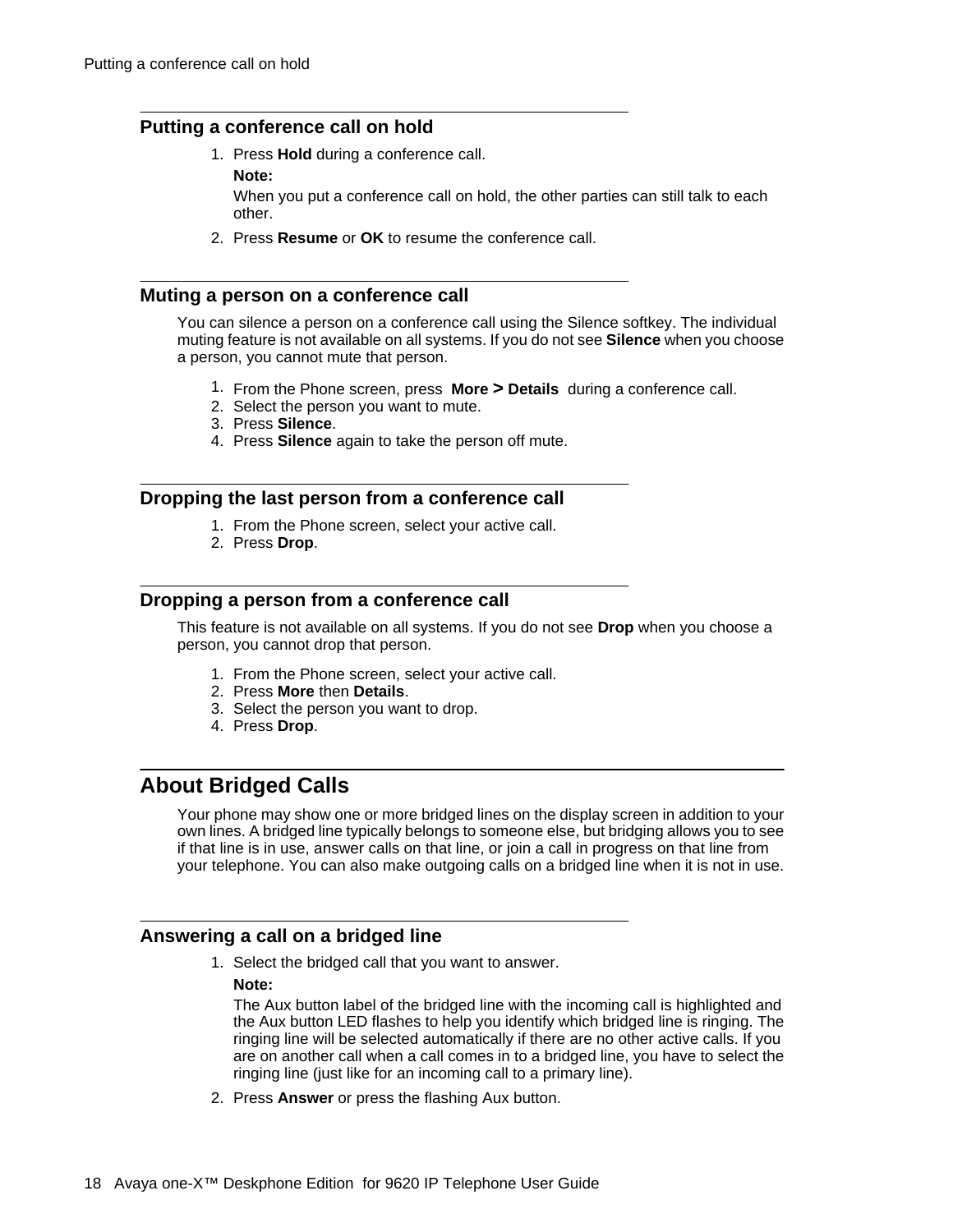## Putting a conference call on hold

1. Press **Hold** during a conference call.

   **Note:**

   When you put a conference call on hold, the other parties can still talk to each other.

2. Press **Resume** or **OK** to resume the conference call.

## Muting a person on a conference call

You can silence a person on a conference call using the Silence softkey. The individual muting feature is not available on all systems. If you do not see **Silence** when you choose a person, you cannot mute that person.

1. From the Phone screen, press **More > Details** during a conference call.
2. Select the person you want to mute.
3. Press **Silence**.
4. Press **Silence** again to take the person off mute.

## Dropping the last person from a conference call

1. From the Phone screen, select your active call.
2. Press **Drop**.

## Dropping a person from a conference call

This feature is not available on all systems. If you do not see **Drop** when you choose a person, you cannot drop that person.

1. From the Phone screen, select your active call.
2. Press **More** then **Details**.
3. Select the person you want to drop.
4. Press **Drop**.

# About Bridged Calls

Your phone may show one or more bridged lines on the display screen in addition to your own lines. A bridged line typically belongs to someone else, but bridging allows you to see if that line is in use, answer calls on that line, or join a call in progress on that line from your telephone. You can also make outgoing calls on a bridged line when it is not in use.

## Answering a call on a bridged line

1. Select the bridged call that you want to answer.

   **Note:**

   The Aux button label of the bridged line with the incoming call is highlighted and the Aux button LED flashes to help you identify which bridged line is ringing. The ringing line will be selected automatically if there are no other active calls. If you are on another call when a call comes in to a bridged line, you have to select the ringing line (just like for an incoming call to a primary line).

2. Press **Answer** or press the flashing Aux button.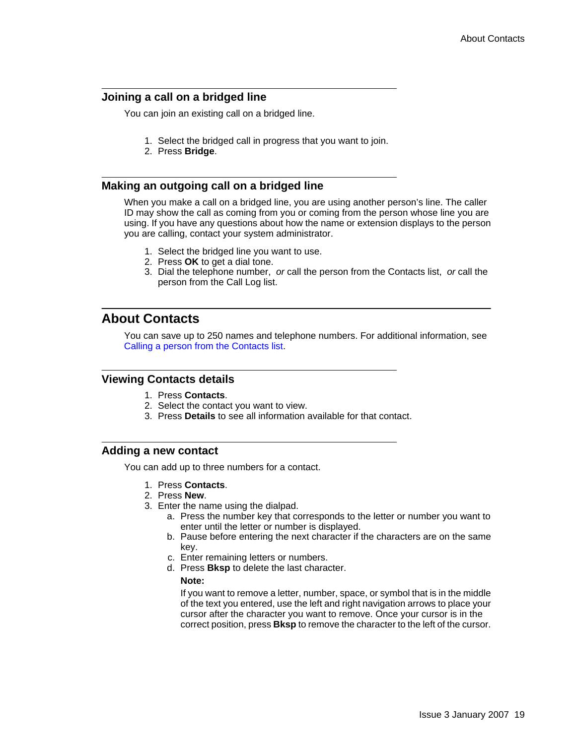### Joining a call on a bridged line

You can join an existing call on a bridged line.

1. Select the bridged call in progress that you want to join.
2. Press **Bridge**.

### Making an outgoing call on a bridged line

When you make a call on a bridged line, you are using another person's line. The caller ID may show the call as coming from you or coming from the person whose line you are using. If you have any questions about how the name or extension displays to the person you are calling, contact your system administrator.

1. Select the bridged line you want to use.
2. Press **OK** to get a dial tone.
3. Dial the telephone number, *or* call the person from the Contacts list, *or* call the person from the Call Log list.

## About Contacts

You can save up to 250 names and telephone numbers. For additional information, see Calling a person from the Contacts list.

### Viewing Contacts details

1. Press **Contacts**.
2. Select the contact you want to view.
3. Press **Details** to see all information available for that contact.

### Adding a new contact

You can add up to three numbers for a contact.

1. Press **Contacts**.
2. Press **New**.
3. Enter the name using the dialpad.
   a. Press the number key that corresponds to the letter or number you want to enter until the letter or number is displayed.
   b. Pause before entering the next character if the characters are on the same key.
   c. Enter remaining letters or numbers.
   d. Press **Bksp** to delete the last character.

   **Note:**

   If you want to remove a letter, number, space, or symbol that is in the middle of the text you entered, use the left and right navigation arrows to place your cursor after the character you want to remove. Once your cursor is in the correct position, press **Bksp** to remove the character to the left of the cursor.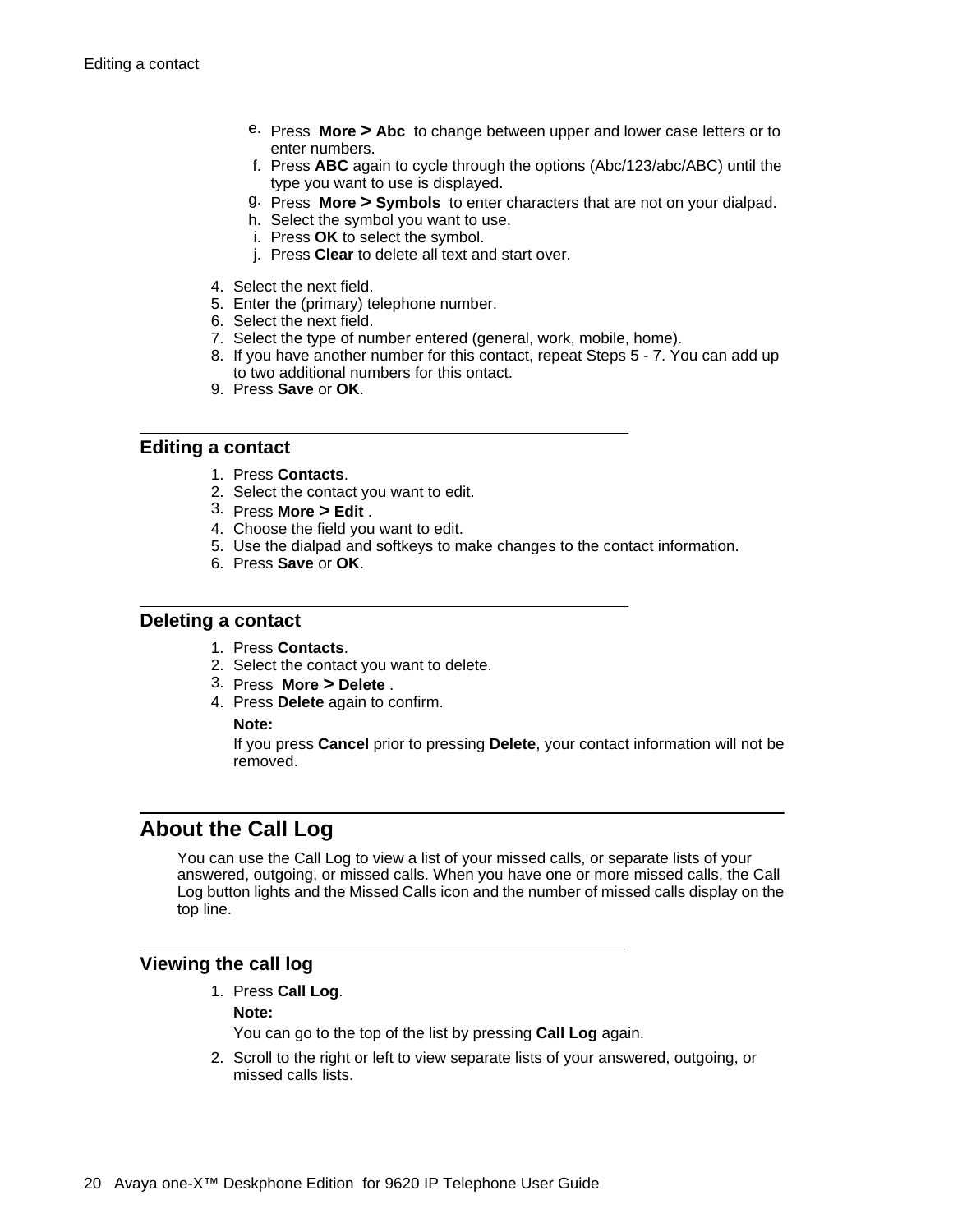e. Press **More > Abc** to change between upper and lower case letters or to enter numbers.
   f. Press **ABC** again to cycle through the options (Abc/123/abc/ABC) until the type you want to use is displayed.
   g. Press **More > Symbols** to enter characters that are not on your dialpad.
   h. Select the symbol you want to use.
   i. Press **OK** to select the symbol.
   j. Press **Clear** to delete all text and start over.

4. Select the next field.
5. Enter the (primary) telephone number.
6. Select the next field.
7. Select the type of number entered (general, work, mobile, home).
8. If you have another number for this contact, repeat Steps 5 - 7. You can add up to two additional numbers for this ontact.
9. Press **Save** or **OK**.

### Editing a contact

1. Press **Contacts**.
2. Select the contact you want to edit.
3. Press **More > Edit** .
4. Choose the field you want to edit.
5. Use the dialpad and softkeys to make changes to the contact information.
6. Press **Save** or **OK**.

### Deleting a contact

1. Press **Contacts**.
2. Select the contact you want to delete.
3. Press **More > Delete** .
4. Press **Delete** again to confirm.

   **Note:**

   If you press **Cancel** prior to pressing **Delete**, your contact information will not be removed.

## About the Call Log

You can use the Call Log to view a list of your missed calls, or separate lists of your answered, outgoing, or missed calls. When you have one or more missed calls, the Call Log button lights and the Missed Calls icon and the number of missed calls display on the top line.

### Viewing the call log

1. Press **Call Log**.

   **Note:**

   You can go to the top of the list by pressing **Call Log** again.

2. Scroll to the right or left to view separate lists of your answered, outgoing, or missed calls lists.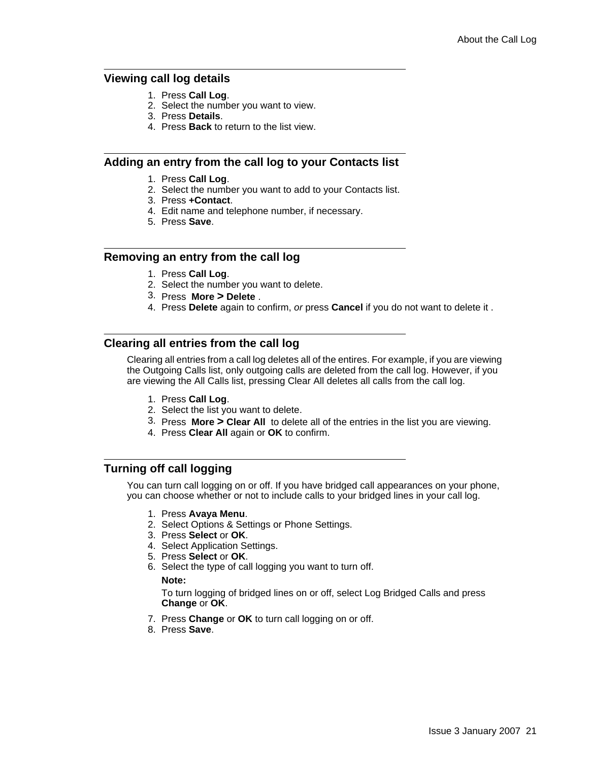## Viewing call log details

1. Press **Call Log**.
2. Select the number you want to view.
3. Press **Details**.
4. Press **Back** to return to the list view.

## Adding an entry from the call log to your Contacts list

1. Press **Call Log**.
2. Select the number you want to add to your Contacts list.
3. Press **+Contact**.
4. Edit name and telephone number, if necessary.
5. Press **Save**.

## Removing an entry from the call log

1. Press **Call Log**.
2. Select the number you want to delete.
3. Press **More > Delete** .
4. Press **Delete** again to confirm, *or* press **Cancel** if you do not want to delete it .

## Clearing all entries from the call log

Clearing all entries from a call log deletes all of the entires. For example, if you are viewing the Outgoing Calls list, only outgoing calls are deleted from the call log. However, if you are viewing the All Calls list, pressing Clear All deletes all calls from the call log.

1. Press **Call Log**.
2. Select the list you want to delete.
3. Press **More > Clear All** to delete all of the entries in the list you are viewing.
4. Press **Clear All** again or **OK** to confirm.

## Turning off call logging

You can turn call logging on or off. If you have bridged call appearances on your phone, you can choose whether or not to include calls to your bridged lines in your call log.

1. Press **Avaya Menu**.
2. Select Options & Settings or Phone Settings.
3. Press **Select** or **OK**.
4. Select Application Settings.
5. Press **Select** or **OK**.
6. Select the type of call logging you want to turn off.

   **Note:**

   To turn logging of bridged lines on or off, select Log Bridged Calls and press **Change** or **OK**.

7. Press **Change** or **OK** to turn call logging on or off.
8. Press **Save**.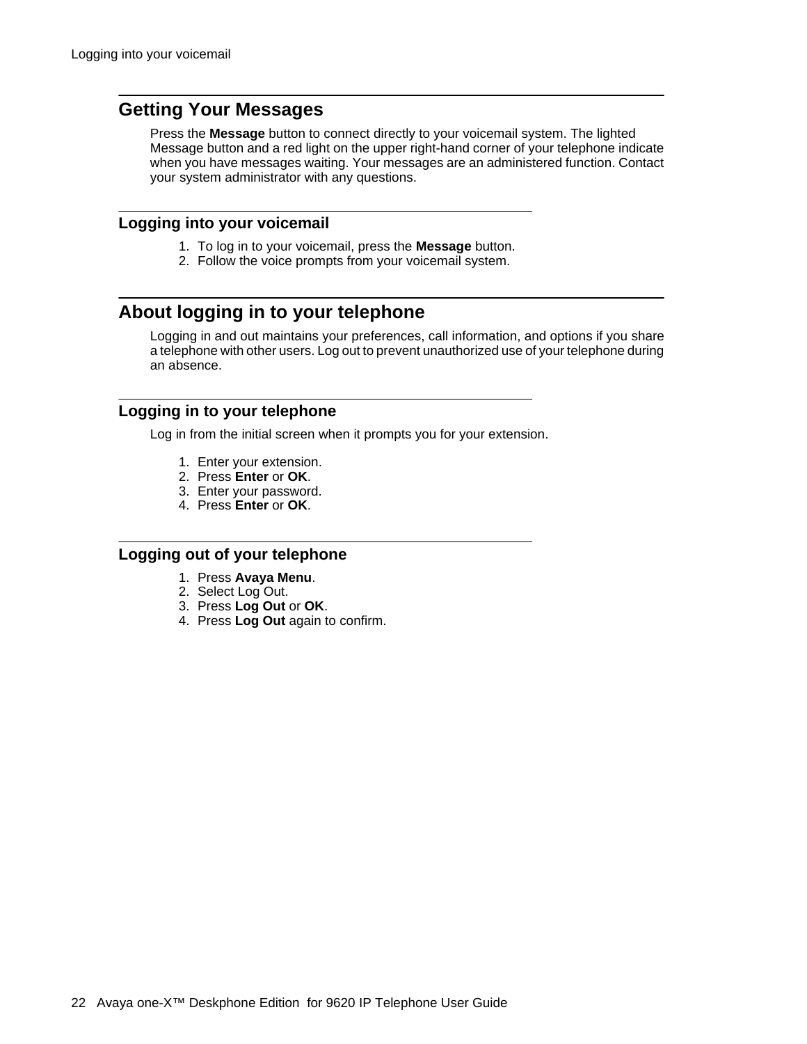## Getting Your Messages

Press the **Message** button to connect directly to your voicemail system. The lighted Message button and a red light on the upper right-hand corner of your telephone indicate when you have messages waiting. Your messages are an administered function. Contact your system administrator with any questions.

### Logging into your voicemail

1. To log in to your voicemail, press the **Message** button.
2. Follow the voice prompts from your voicemail system.

## About logging in to your telephone

Logging in and out maintains your preferences, call information, and options if you share a telephone with other users. Log out to prevent unauthorized use of your telephone during an absence.

### Logging in to your telephone

Log in from the initial screen when it prompts you for your extension.

1. Enter your extension.
2. Press **Enter** or **OK**.
3. Enter your password.
4. Press **Enter** or **OK**.

### Logging out of your telephone

1. Press **Avaya Menu**.
2. Select Log Out.
3. Press **Log Out** or **OK**.
4. Press **Log Out** again to confirm.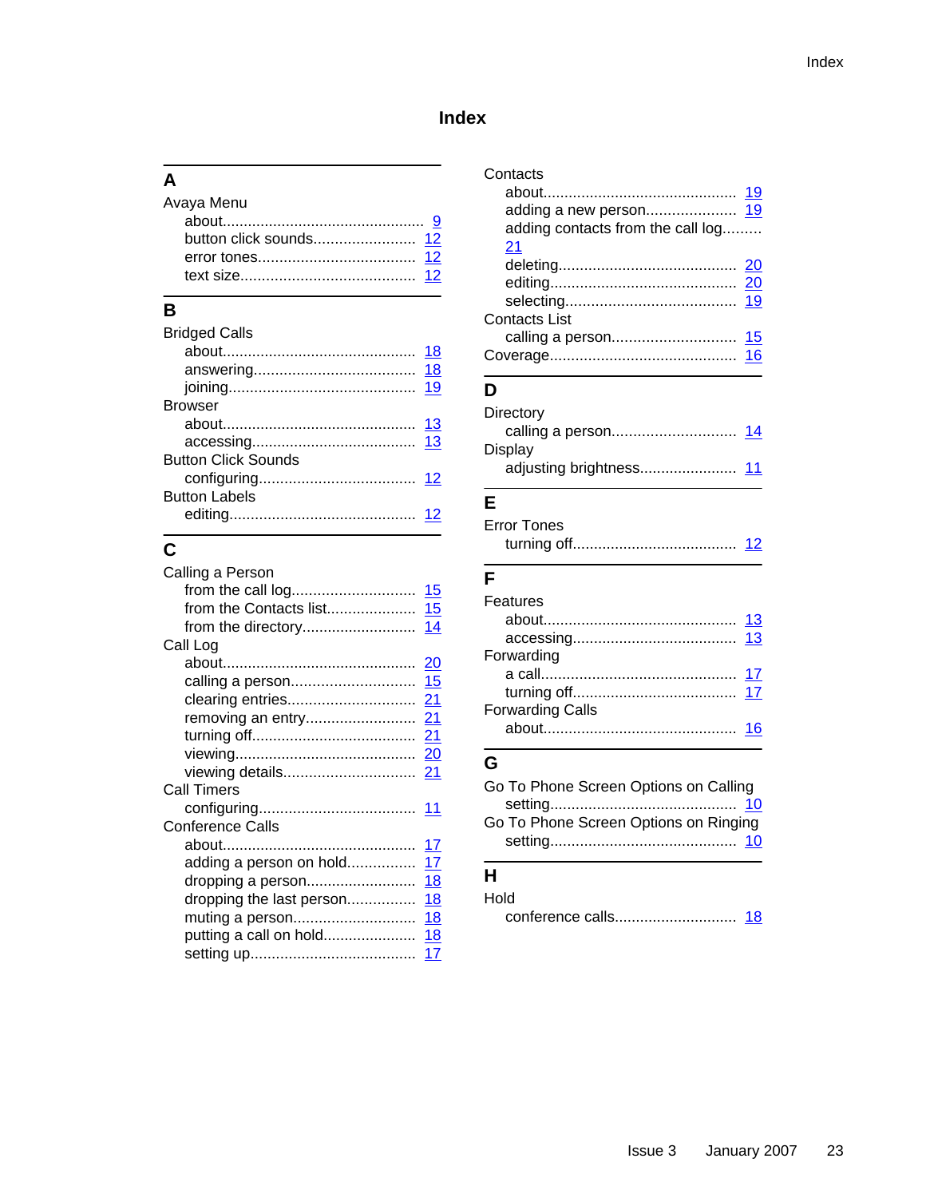# Index

## A

Avaya Menu
- about ... 9
- button click sounds ... 12
- error tones ... 12
- text size ... 12

## B

Bridged Calls
- about ... 18
- answering ... 18
- joining ... 19

Browser
- about ... 13
- accessing ... 13

Button Click Sounds
- configuring ... 12

Button Labels
- editing ... 12

## C

Calling a Person
- from the call log ... 15
- from the Contacts list ... 15
- from the directory ... 14

Call Log
- about ... 20
- calling a person ... 15
- clearing entries ... 21
- removing an entry ... 21
- turning off ... 21
- viewing ... 20
- viewing details ... 21

Call Timers
- configuring ... 11

Conference Calls
- about ... 17
- adding a person on hold ... 17
- dropping a person ... 18
- dropping the last person ... 18
- muting a person ... 18
- putting a call on hold ... 18
- setting up ... 17

Contacts
- about ... 19
- adding a new person ... 19
- adding contacts from the call log ... 21
- deleting ... 20
- editing ... 20
- selecting ... 19

Contacts List
- calling a person ... 15

Coverage ... 16

## D

Directory
- calling a person ... 14

Display
- adjusting brightness ... 11

## E

Error Tones
- turning off ... 12

## F

Features
- about ... 13
- accessing ... 13

Forwarding
- a call ... 17
- turning off ... 17

Forwarding Calls
- about ... 16

## G

Go To Phone Screen Options on Calling
- setting ... 10

Go To Phone Screen Options on Ringing
- setting ... 10

## H

Hold
- conference calls ... 18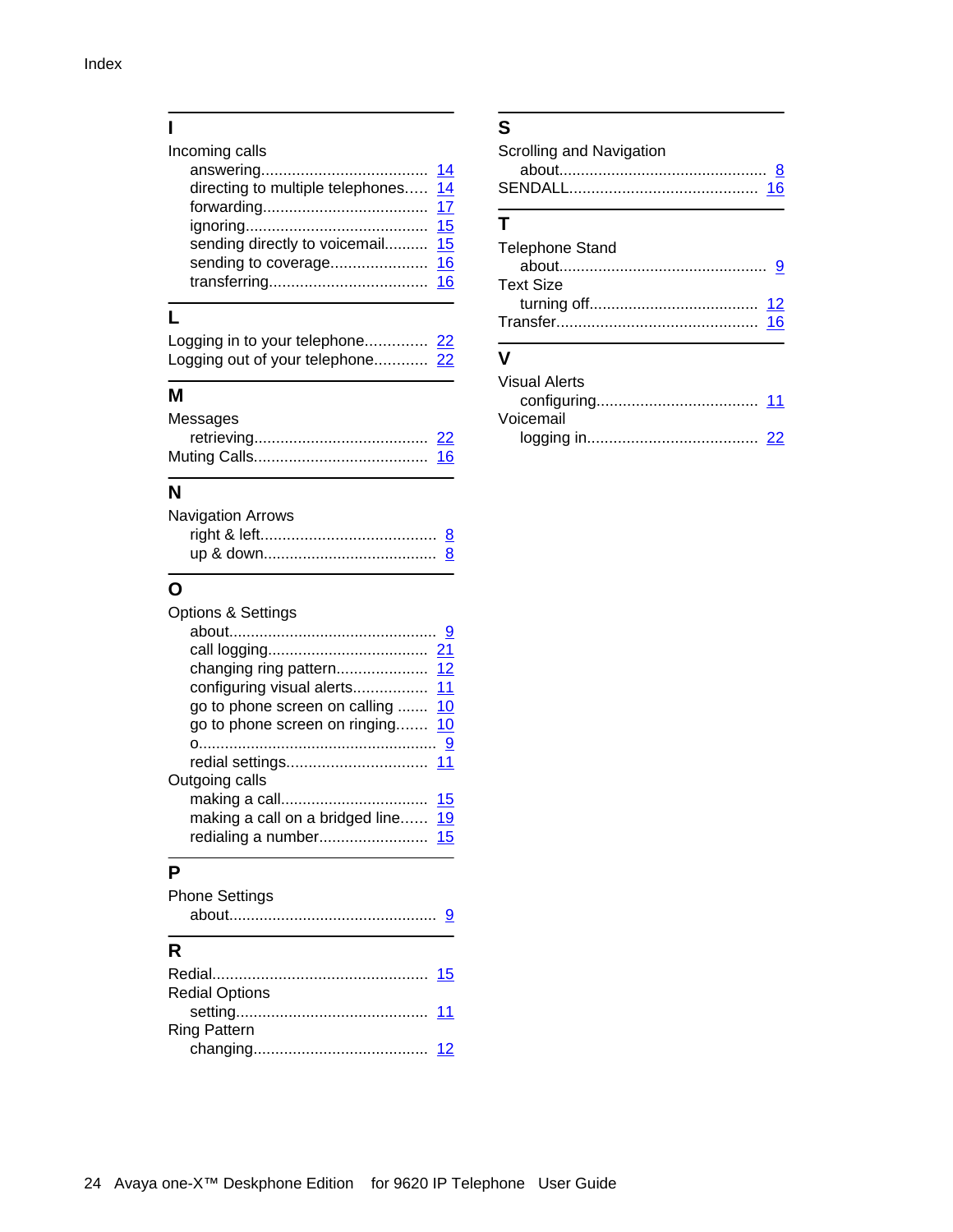## I

Incoming calls
- answering 14
- directing to multiple telephones 14
- forwarding 17
- ignoring 15
- sending directly to voicemail 15
- sending to coverage 16
- transferring 16

## L

Logging in to your telephone 22
Logging out of your telephone 22

## M

Messages
- retrieving 22

Muting Calls 16

## N

Navigation Arrows
- right & left 8
- up & down 8

## O

Options & Settings
- about 9
- call logging 21
- changing ring pattern 12
- configuring visual alerts 11
- go to phone screen on calling 10
- go to phone screen on ringing 10
- o 9
- redial settings 11

Outgoing calls
- making a call 15
- making a call on a bridged line 19
- redialing a number 15

## P

Phone Settings
- about 9

## R

Redial 15
Redial Options
- setting 11

Ring Pattern
- changing 12

## S

Scrolling and Navigation
- about 8

SENDALL 16

## T

Telephone Stand
- about 9

Text Size
- turning off 12

Transfer 16

## V

Visual Alerts
- configuring 11

Voicemail
- logging in 22